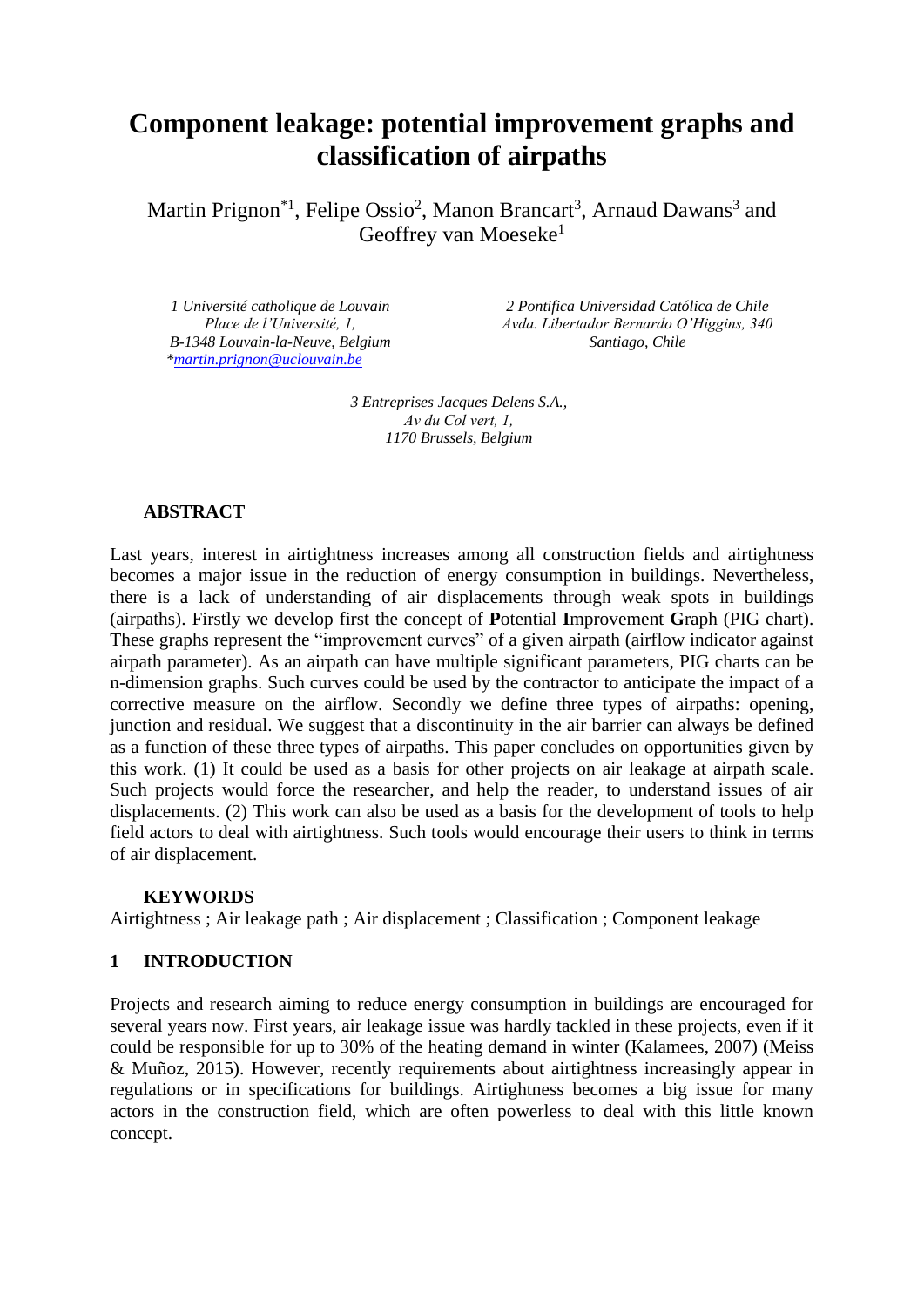# Component leakage: potential improvement graphs and classification of airpaths

Martin Prignon*[1], Felipe Ossio[2], Manon Brancart[3], Arnaud Dawans[3] and Geoffrey van Moeseke[1]

*1 Université catholique de Louvain*
*Place de l'Université, 1,*
*B-1348 Louvain-la-Neuve, Belgium*
*\*martin.prignon@uclouvain.be*

*2 Pontifica Universidad Católica de Chile*
*Avda. Libertador Bernardo O'Higgins, 340*
*Santiago, Chile*

*3 Entreprises Jacques Delens S.A.,*
*Av du Col vert, 1,*
*1170 Brussels, Belgium*

## ABSTRACT

Last years, interest in airtightness increases among all construction fields and airtightness becomes a major issue in the reduction of energy consumption in buildings. Nevertheless, there is a lack of understanding of air displacements through weak spots in buildings (airpaths). Firstly we develop first the concept of **P**otential **I**mprovement **G**raph (PIG chart). These graphs represent the "improvement curves" of a given airpath (airflow indicator against airpath parameter). As an airpath can have multiple significant parameters, PIG charts can be n-dimension graphs. Such curves could be used by the contractor to anticipate the impact of a corrective measure on the airflow. Secondly we define three types of airpaths: opening, junction and residual. We suggest that a discontinuity in the air barrier can always be defined as a function of these three types of airpaths. This paper concludes on opportunities given by this work. (1) It could be used as a basis for other projects on air leakage at airpath scale. Such projects would force the researcher, and help the reader, to understand issues of air displacements. (2) This work can also be used as a basis for the development of tools to help field actors to deal with airtightness. Such tools would encourage their users to think in terms of air displacement.

## KEYWORDS

Airtightness ; Air leakage path ; Air displacement ; Classification ; Component leakage

## 1 INTRODUCTION

Projects and research aiming to reduce energy consumption in buildings are encouraged for several years now. First years, air leakage issue was hardly tackled in these projects, even if it could be responsible for up to 30% of the heating demand in winter (Kalamees, 2007) (Meiss & Muñoz, 2015). However, recently requirements about airtightness increasingly appear in regulations or in specifications for buildings. Airtightness becomes a big issue for many actors in the construction field, which are often powerless to deal with this little known concept.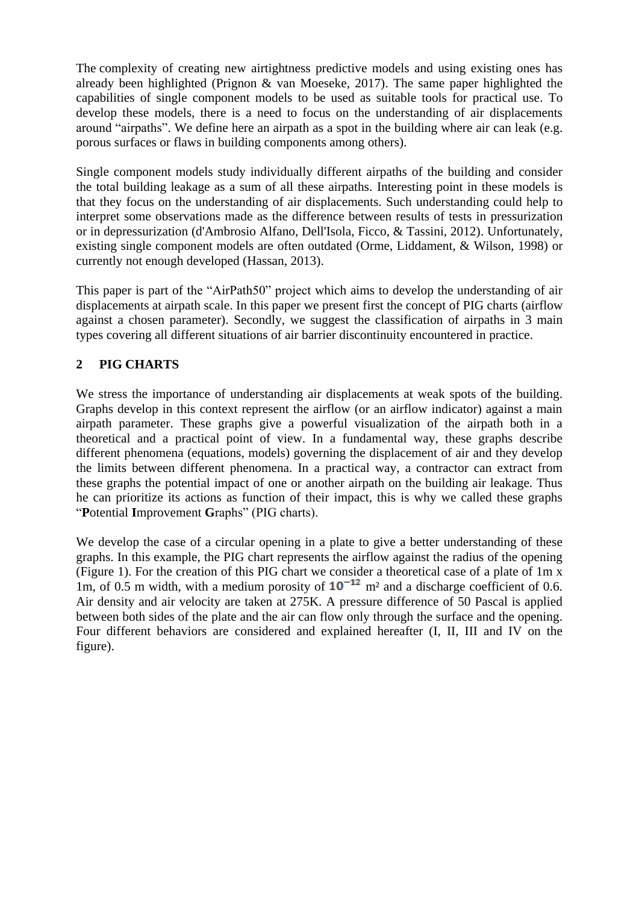The complexity of creating new airtightness predictive models and using existing ones has already been highlighted (Prignon & van Moeseke, 2017). The same paper highlighted the capabilities of single component models to be used as suitable tools for practical use. To develop these models, there is a need to focus on the understanding of air displacements around "airpaths". We define here an airpath as a spot in the building where air can leak (e.g. porous surfaces or flaws in building components among others).

Single component models study individually different airpaths of the building and consider the total building leakage as a sum of all these airpaths. Interesting point in these models is that they focus on the understanding of air displacements. Such understanding could help to interpret some observations made as the difference between results of tests in pressurization or in depressurization (d'Ambrosio Alfano, Dell'Isola, Ficco, & Tassini, 2012). Unfortunately, existing single component models are often outdated (Orme, Liddament, & Wilson, 1998) or currently not enough developed (Hassan, 2013).

This paper is part of the "AirPath50" project which aims to develop the understanding of air displacements at airpath scale. In this paper we present first the concept of PIG charts (airflow against a chosen parameter). Secondly, we suggest the classification of airpaths in 3 main types covering all different situations of air barrier discontinuity encountered in practice.

## 2 PIG CHARTS

We stress the importance of understanding air displacements at weak spots of the building. Graphs develop in this context represent the airflow (or an airflow indicator) against a main airpath parameter. These graphs give a powerful visualization of the airpath both in a theoretical and a practical point of view. In a fundamental way, these graphs describe different phenomena (equations, models) governing the displacement of air and they develop the limits between different phenomena. In a practical way, a contractor can extract from these graphs the potential impact of one or another airpath on the building air leakage. Thus he can prioritize its actions as function of their impact, this is why we called these graphs "**P**otential **I**mprovement **G**raphs" (PIG charts).

We develop the case of a circular opening in a plate to give a better understanding of these graphs. In this example, the PIG chart represents the airflow against the radius of the opening (Figure 1). For the creation of this PIG chart we consider a theoretical case of a plate of 1m x 1m, of 0.5 m width, with a medium porosity of $10^{-12}$ m² and a discharge coefficient of 0.6. Air density and air velocity are taken at 275K. A pressure difference of 50 Pascal is applied between both sides of the plate and the air can flow only through the surface and the opening. Four different behaviors are considered and explained hereafter (I, II, III and IV on the figure).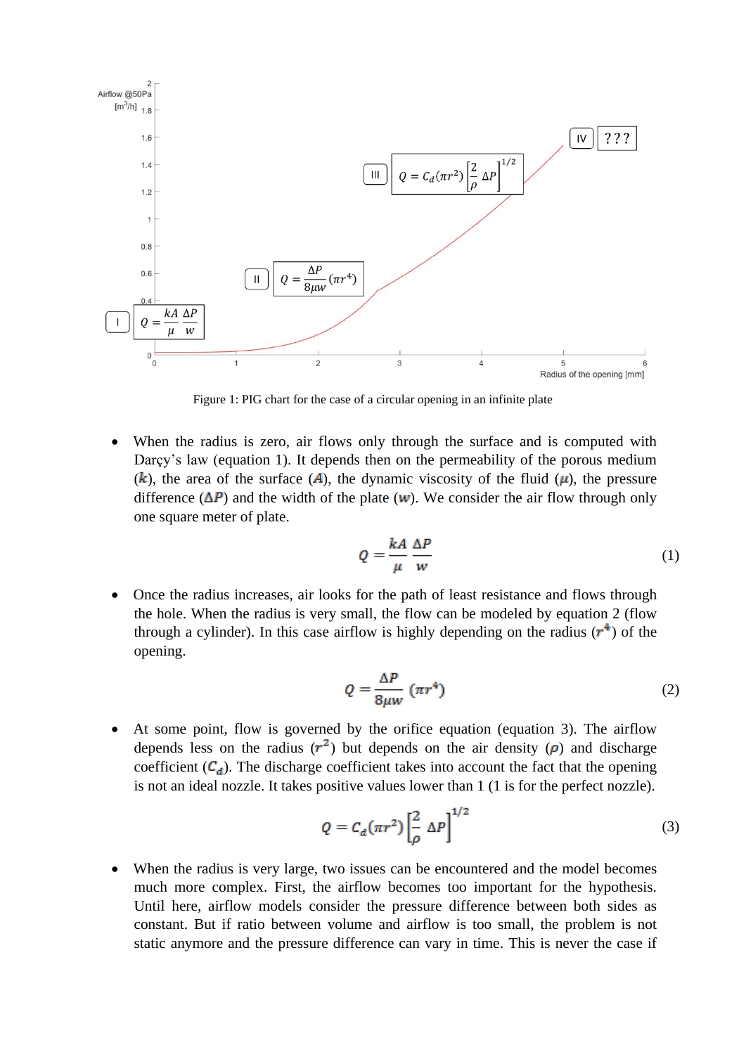Figure 1: PIG chart for the case of a circular opening in an infinite plate

- When the radius is zero, air flows only through the surface and is computed with Darçy's law (equation 1). It depends then on the permeability of the porous medium ($k$), the area of the surface ($A$), the dynamic viscosity of the fluid ($\mu$), the pressure difference ($\Delta P$) and the width of the plate ($w$). We consider the air flow through only one square meter of plate.

$$Q = \frac{kA}{\mu}\frac{\Delta P}{w} \tag{1}$$

- Once the radius increases, air looks for the path of least resistance and flows through the hole. When the radius is very small, the flow can be modeled by equation 2 (flow through a cylinder). In this case airflow is highly depending on the radius ($r^4$) of the opening.

$$Q = \frac{\Delta P}{8\mu w}(\pi r^4) \tag{2}$$

- At some point, flow is governed by the orifice equation (equation 3). The airflow depends less on the radius ($r^2$) but depends on the air density ($\rho$) and discharge coefficient ($C_d$). The discharge coefficient takes into account the fact that the opening is not an ideal nozzle. It takes positive values lower than 1 (1 is for the perfect nozzle).

$$Q = C_d(\pi r^2)\left[\frac{2}{\rho}\,\Delta P\right]^{1/2} \tag{3}$$

- When the radius is very large, two issues can be encountered and the model becomes much more complex. First, the airflow becomes too important for the hypothesis. Until here, airflow models consider the pressure difference between both sides as constant. But if ratio between volume and airflow is too small, the problem is not static anymore and the pressure difference can vary in time. This is never the case if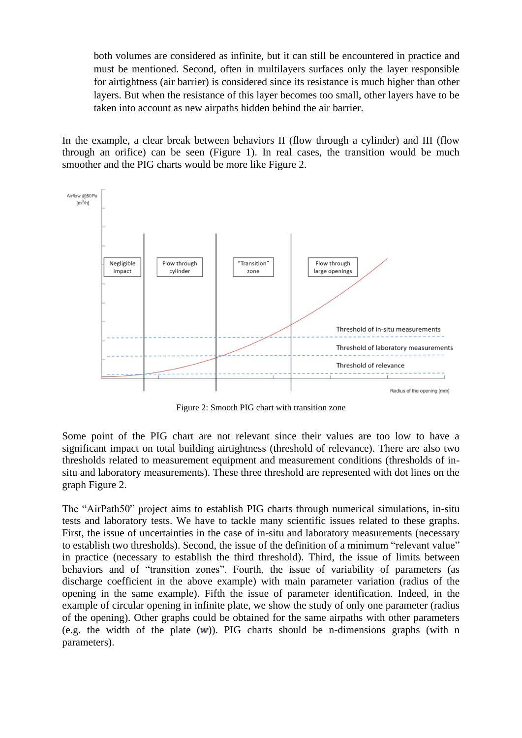both volumes are considered as infinite, but it can still be encountered in practice and must be mentioned. Second, often in multilayers surfaces only the layer responsible for airtightness (air barrier) is considered since its resistance is much higher than other layers. But when the resistance of this layer becomes too small, other layers have to be taken into account as new airpaths hidden behind the air barrier.

In the example, a clear break between behaviors II (flow through a cylinder) and III (flow through an orifice) can be seen (Figure 1). In real cases, the transition would be much smoother and the PIG charts would be more like Figure 2.

Figure 2: Smooth PIG chart with transition zone

Some point of the PIG chart are not relevant since their values are too low to have a significant impact on total building airtightness (threshold of relevance). There are also two thresholds related to measurement equipment and measurement conditions (thresholds of in-situ and laboratory measurements). These three threshold are represented with dot lines on the graph Figure 2.

The "AirPath50" project aims to establish PIG charts through numerical simulations, in-situ tests and laboratory tests. We have to tackle many scientific issues related to these graphs. First, the issue of uncertainties in the case of in-situ and laboratory measurements (necessary to establish two thresholds). Second, the issue of the definition of a minimum "relevant value" in practice (necessary to establish the third threshold). Third, the issue of limits between behaviors and of "transition zones". Fourth, the issue of variability of parameters (as discharge coefficient in the above example) with main parameter variation (radius of the opening in the same example). Fifth the issue of parameter identification. Indeed, in the example of circular opening in infinite plate, we show the study of only one parameter (radius of the opening). Other graphs could be obtained for the same airpaths with other parameters (e.g. the width of the plate ($w$)). PIG charts should be n-dimensions graphs (with n parameters).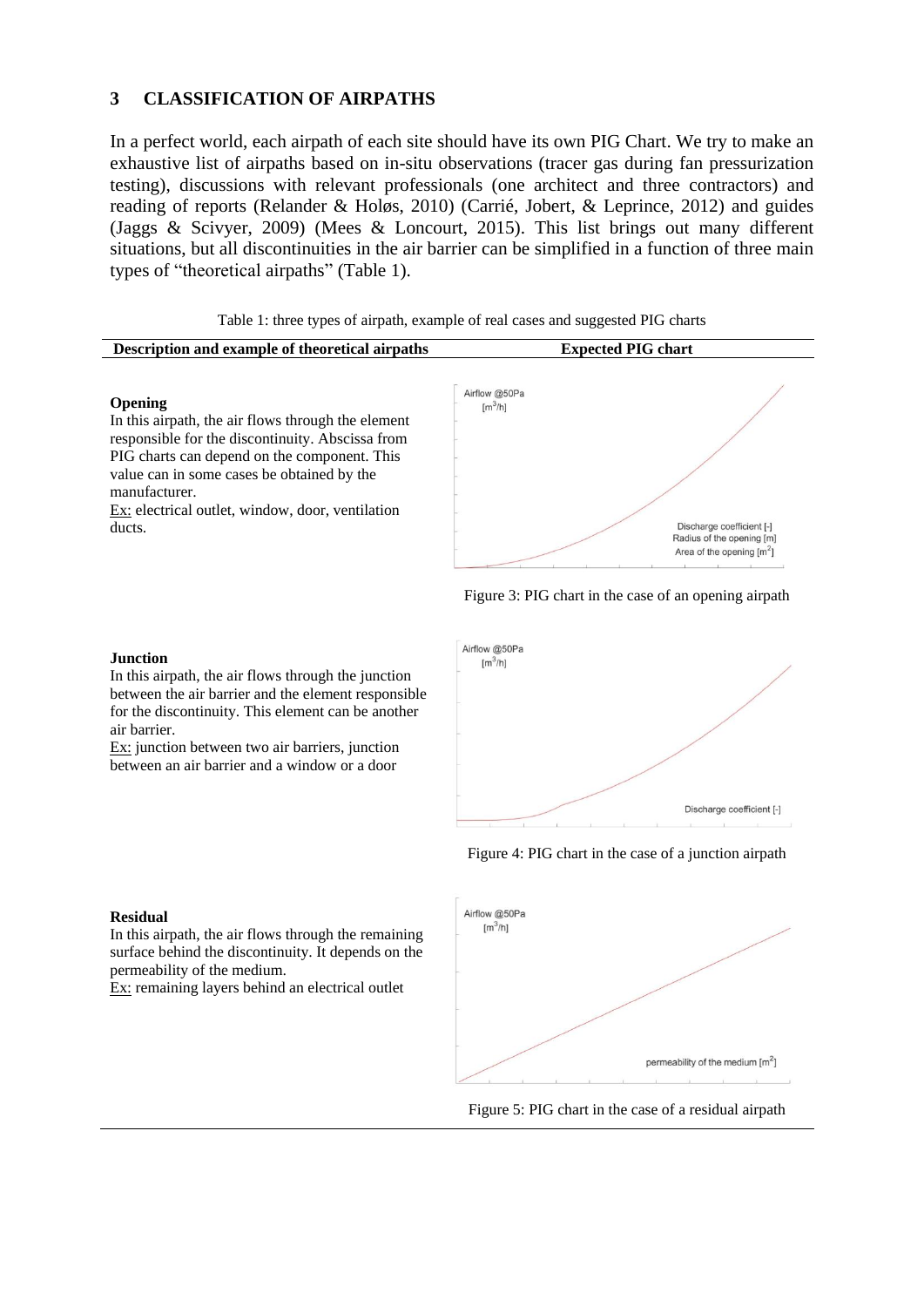## 3 CLASSIFICATION OF AIRPATHS

In a perfect world, each airpath of each site should have its own PIG Chart. We try to make an exhaustive list of airpaths based on in-situ observations (tracer gas during fan pressurization testing), discussions with relevant professionals (one architect and three contractors) and reading of reports (Relander & Holøs, 2010) (Carrié, Jobert, & Leprince, 2012) and guides (Jaggs & Scivyer, 2009) (Mees & Loncourt, 2015). This list brings out many different situations, but all discontinuities in the air barrier can be simplified in a function of three main types of "theoretical airpaths" (Table 1).

Table 1: three types of airpath, example of real cases and suggested PIG charts

| Description and example of theoretical airpaths | Expected PIG chart |
|---|---|
| **Opening**<br>In this airpath, the air flows through the element responsible for the discontinuity. Abscissa from PIG charts can depend on the component. This value can in some cases be obtained by the manufacturer.<br>Ex: electrical outlet, window, door, ventilation ducts. | Airflow @50Pa [m³/h]; Discharge coefficient [-]; Radius of the opening [m]; Area of the opening [m²]<br>Figure 3: PIG chart in the case of an opening airpath |
| **Junction**<br>In this airpath, the air flows through the junction between the air barrier and the element responsible for the discontinuity. This element can be another air barrier.<br>Ex: junction between two air barriers, junction between an air barrier and a window or a door | Airflow @50Pa [m³/h]; Discharge coefficient [-]<br>Figure 4: PIG chart in the case of a junction airpath |
| **Residual**<br>In this airpath, the air flows through the remaining surface behind the discontinuity. It depends on the permeability of the medium.<br>Ex: remaining layers behind an electrical outlet | Airflow @50Pa [m³/h]; permeability of the medium [m²]<br>Figure 5: PIG chart in the case of a residual airpath |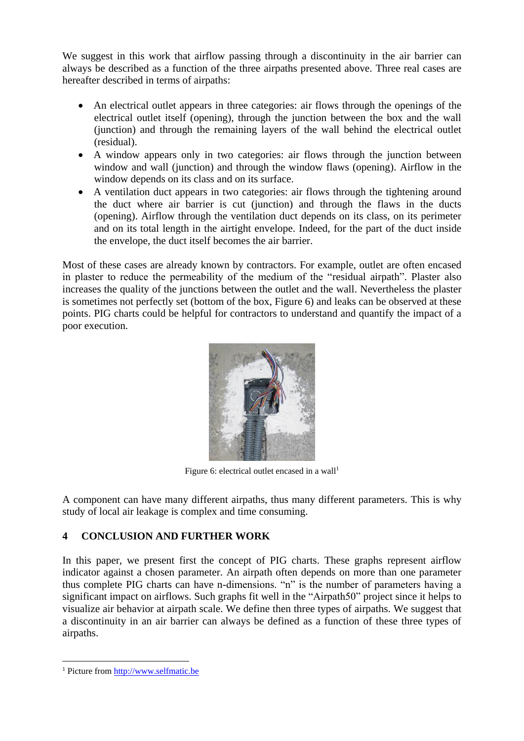We suggest in this work that airflow passing through a discontinuity in the air barrier can always be described as a function of the three airpaths presented above. Three real cases are hereafter described in terms of airpaths:

- An electrical outlet appears in three categories: air flows through the openings of the electrical outlet itself (opening), through the junction between the box and the wall (junction) and through the remaining layers of the wall behind the electrical outlet (residual).
- A window appears only in two categories: air flows through the junction between window and wall (junction) and through the window flaws (opening). Airflow in the window depends on its class and on its surface.
- A ventilation duct appears in two categories: air flows through the tightening around the duct where air barrier is cut (junction) and through the flaws in the ducts (opening). Airflow through the ventilation duct depends on its class, on its perimeter and on its total length in the airtight envelope. Indeed, for the part of the duct inside the envelope, the duct itself becomes the air barrier.

Most of these cases are already known by contractors. For example, outlet are often encased in plaster to reduce the permeability of the medium of the "residual airpath". Plaster also increases the quality of the junctions between the outlet and the wall. Nevertheless the plaster is sometimes not perfectly set (bottom of the box, Figure 6) and leaks can be observed at these points. PIG charts could be helpful for contractors to understand and quantify the impact of a poor execution.

Figure 6: electrical outlet encased in a wall[1]

A component can have many different airpaths, thus many different parameters. This is why study of local air leakage is complex and time consuming.

## 4 CONCLUSION AND FURTHER WORK

In this paper, we present first the concept of PIG charts. These graphs represent airflow indicator against a chosen parameter. An airpath often depends on more than one parameter thus complete PIG charts can have n-dimensions. "n" is the number of parameters having a significant impact on airflows. Such graphs fit well in the "Airpath50" project since it helps to visualize air behavior at airpath scale. We define then three types of airpaths. We suggest that a discontinuity in an air barrier can always be defined as a function of these three types of airpaths.

[1] Picture from http://www.selfmatic.be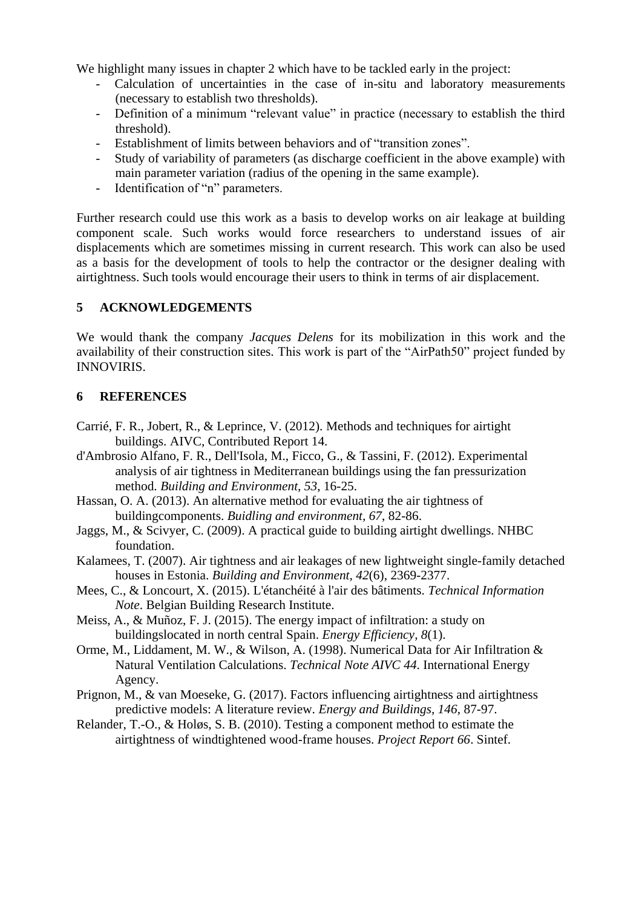We highlight many issues in chapter 2 which have to be tackled early in the project:

- Calculation of uncertainties in the case of in-situ and laboratory measurements (necessary to establish two thresholds).
- Definition of a minimum "relevant value" in practice (necessary to establish the third threshold).
- Establishment of limits between behaviors and of "transition zones".
- Study of variability of parameters (as discharge coefficient in the above example) with main parameter variation (radius of the opening in the same example).
- Identification of "n" parameters.

Further research could use this work as a basis to develop works on air leakage at building component scale. Such works would force researchers to understand issues of air displacements which are sometimes missing in current research. This work can also be used as a basis for the development of tools to help the contractor or the designer dealing with airtightness. Such tools would encourage their users to think in terms of air displacement.

## 5 ACKNOWLEDGEMENTS

We would thank the company *Jacques Delens* for its mobilization in this work and the availability of their construction sites. This work is part of the "AirPath50" project funded by INNOVIRIS.

## 6 REFERENCES

Carrié, F. R., Jobert, R., & Leprince, V. (2012). Methods and techniques for airtight buildings. AIVC, Contributed Report 14.

d'Ambrosio Alfano, F. R., Dell'Isola, M., Ficco, G., & Tassini, F. (2012). Experimental analysis of air tightness in Mediterranean buildings using the fan pressurization method. *Building and Environment, 53*, 16-25.

Hassan, O. A. (2013). An alternative method for evaluating the air tightness of buildingcomponents. *Buidling and environment, 67*, 82-86.

Jaggs, M., & Scivyer, C. (2009). A practical guide to building airtight dwellings. NHBC foundation.

Kalamees, T. (2007). Air tightness and air leakages of new lightweight single-family detached houses in Estonia. *Building and Environment, 42*(6), 2369-2377.

Mees, C., & Loncourt, X. (2015). L'étanchéité à l'air des bâtiments. *Technical Information Note*. Belgian Building Research Institute.

Meiss, A., & Muñoz, F. J. (2015). The energy impact of infiltration: a study on buildingslocated in north central Spain. *Energy Efficiency, 8*(1).

Orme, M., Liddament, M. W., & Wilson, A. (1998). Numerical Data for Air Infiltration & Natural Ventilation Calculations. *Technical Note AIVC 44*. International Energy Agency.

Prignon, M., & van Moeseke, G. (2017). Factors influencing airtightness and airtightness predictive models: A literature review. *Energy and Buildings, 146*, 87-97.

Relander, T.-O., & Holøs, S. B. (2010). Testing a component method to estimate the airtightness of windtightened wood-frame houses. *Project Report 66*. Sintef.